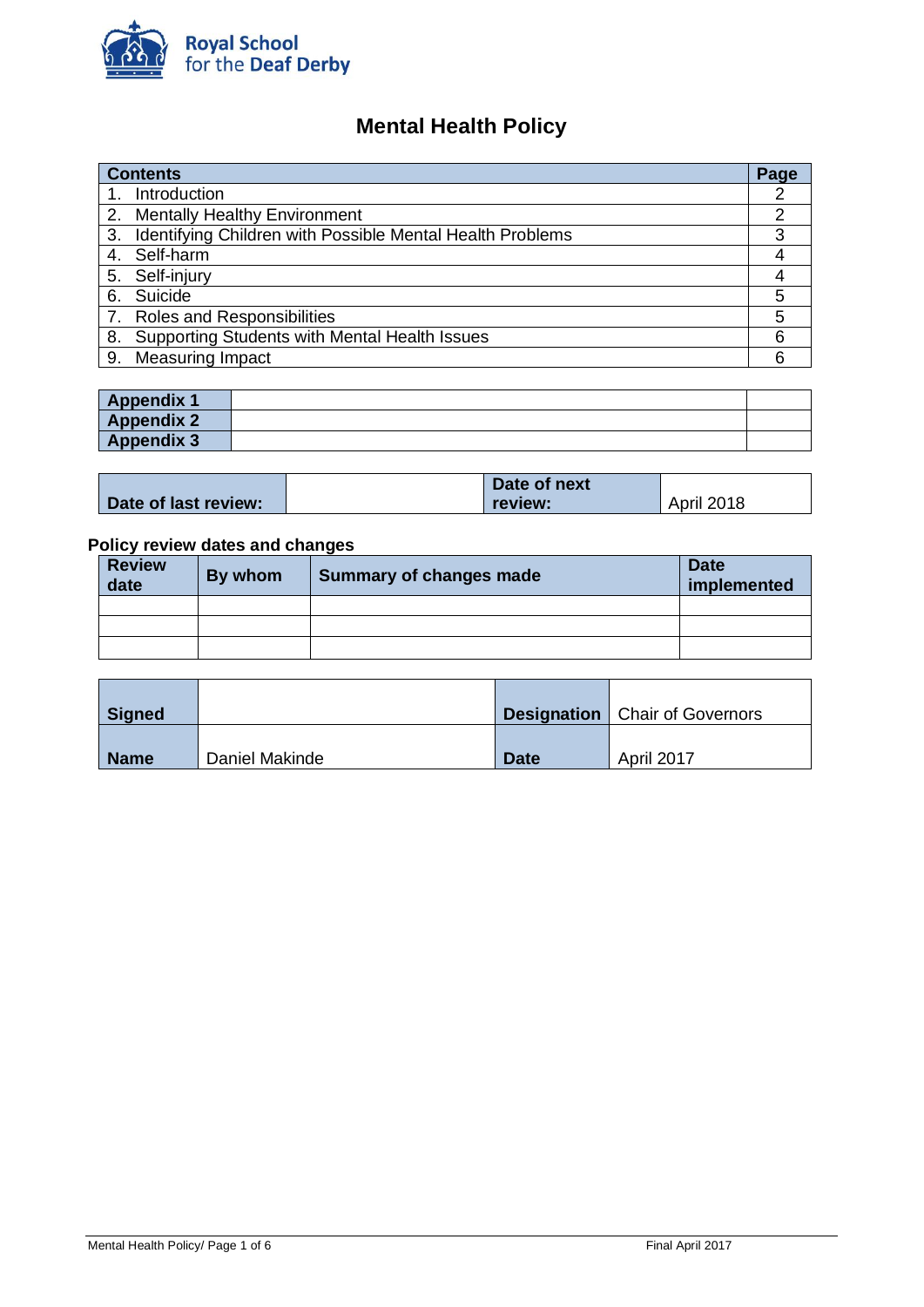Royal School for the Deaf Derby

# Mental Health Policy

| Contents | Page |
|---|---|
| 1. Introduction | 2 |
| 2. Mentally Healthy Environment | 2 |
| 3. Identifying Children with Possible Mental Health Problems | 3 |
| 4. Self-harm | 4 |
| 5. Self-injury | 4 |
| 6. Suicide | 5 |
| 7. Roles and Responsibilities | 5 |
| 8. Supporting Students with Mental Health Issues | 6 |
| 9. Measuring Impact | 6 |

| | | |
|---|---|---|
| **Appendix 1** | | |
| **Appendix 2** | | |
| **Appendix 3** | | |

| **Date of last review:** | | **Date of next review:** | April 2018 |
|---|---|---|---|

**Policy review dates and changes**

| Review date | By whom | Summary of changes made | Date implemented |
|---|---|---|---|
| | | | |
| | | | |
| | | | |

| **Signed** | | **Designation** | Chair of Governors |
|---|---|---|---|
| **Name** | Daniel Makinde | **Date** | April 2017 |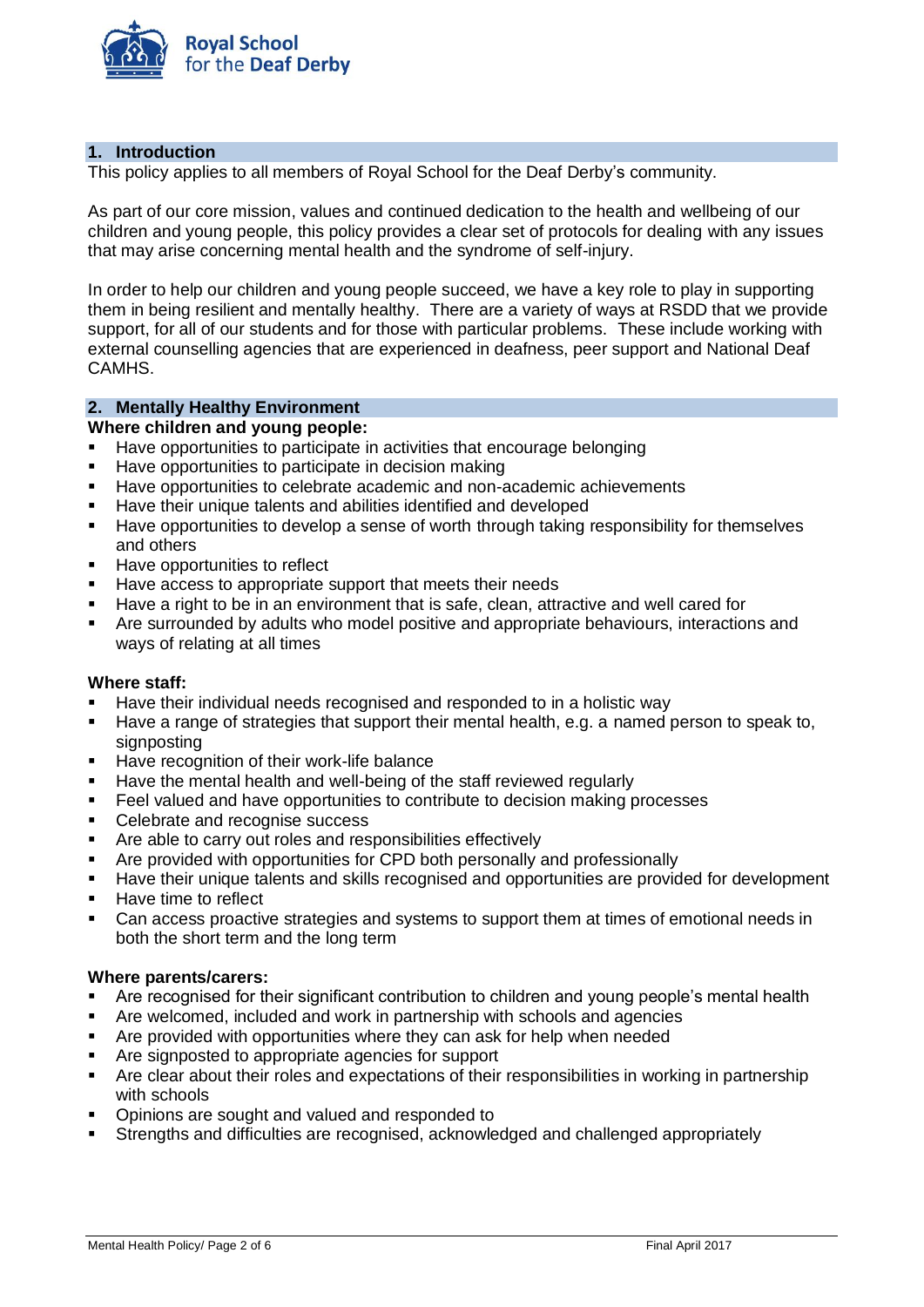## 1. Introduction

This policy applies to all members of Royal School for the Deaf Derby's community.

As part of our core mission, values and continued dedication to the health and wellbeing of our children and young people, this policy provides a clear set of protocols for dealing with any issues that may arise concerning mental health and the syndrome of self-injury.

In order to help our children and young people succeed, we have a key role to play in supporting them in being resilient and mentally healthy. There are a variety of ways at RSDD that we provide support, for all of our students and for those with particular problems. These include working with external counselling agencies that are experienced in deafness, peer support and National Deaf CAMHS.

## 2. Mentally Healthy Environment

**Where children and young people:**

- Have opportunities to participate in activities that encourage belonging
- Have opportunities to participate in decision making
- Have opportunities to celebrate academic and non-academic achievements
- Have their unique talents and abilities identified and developed
- Have opportunities to develop a sense of worth through taking responsibility for themselves and others
- Have opportunities to reflect
- Have access to appropriate support that meets their needs
- Have a right to be in an environment that is safe, clean, attractive and well cared for
- Are surrounded by adults who model positive and appropriate behaviours, interactions and ways of relating at all times

**Where staff:**

- Have their individual needs recognised and responded to in a holistic way
- Have a range of strategies that support their mental health, e.g. a named person to speak to, signposting
- Have recognition of their work-life balance
- Have the mental health and well-being of the staff reviewed regularly
- Feel valued and have opportunities to contribute to decision making processes
- Celebrate and recognise success
- Are able to carry out roles and responsibilities effectively
- Are provided with opportunities for CPD both personally and professionally
- Have their unique talents and skills recognised and opportunities are provided for development
- Have time to reflect
- Can access proactive strategies and systems to support them at times of emotional needs in both the short term and the long term

**Where parents/carers:**

- Are recognised for their significant contribution to children and young people's mental health
- Are welcomed, included and work in partnership with schools and agencies
- Are provided with opportunities where they can ask for help when needed
- Are signposted to appropriate agencies for support
- Are clear about their roles and expectations of their responsibilities in working in partnership with schools
- Opinions are sought and valued and responded to
- Strengths and difficulties are recognised, acknowledged and challenged appropriately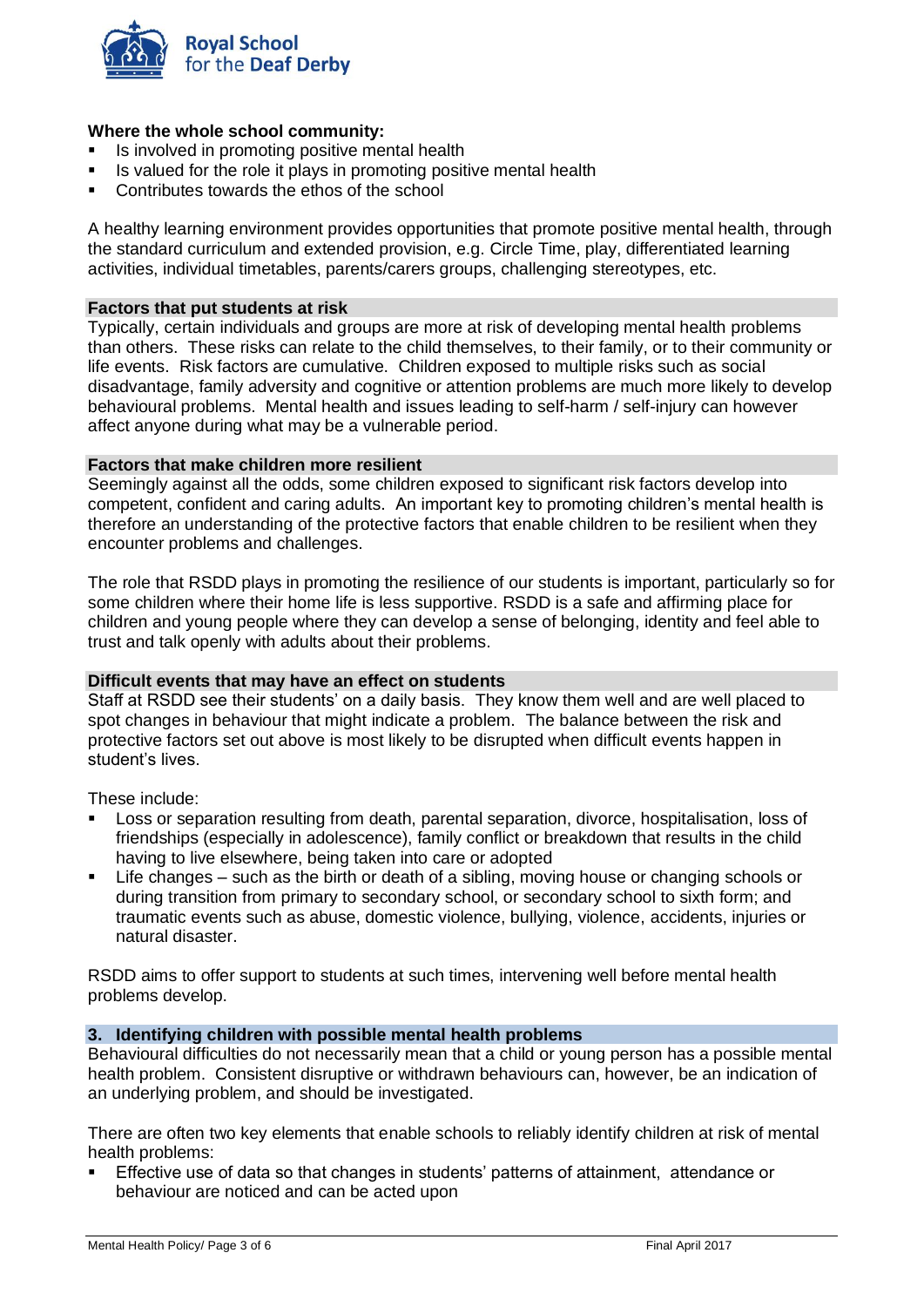**Where the whole school community:**

- Is involved in promoting positive mental health
- Is valued for the role it plays in promoting positive mental health
- Contributes towards the ethos of the school

A healthy learning environment provides opportunities that promote positive mental health, through the standard curriculum and extended provision, e.g. Circle Time, play, differentiated learning activities, individual timetables, parents/carers groups, challenging stereotypes, etc.

**Factors that put students at risk**

Typically, certain individuals and groups are more at risk of developing mental health problems than others. These risks can relate to the child themselves, to their family, or to their community or life events. Risk factors are cumulative. Children exposed to multiple risks such as social disadvantage, family adversity and cognitive or attention problems are much more likely to develop behavioural problems. Mental health and issues leading to self-harm / self-injury can however affect anyone during what may be a vulnerable period.

**Factors that make children more resilient**

Seemingly against all the odds, some children exposed to significant risk factors develop into competent, confident and caring adults. An important key to promoting children's mental health is therefore an understanding of the protective factors that enable children to be resilient when they encounter problems and challenges.

The role that RSDD plays in promoting the resilience of our students is important, particularly so for some children where their home life is less supportive. RSDD is a safe and affirming place for children and young people where they can develop a sense of belonging, identity and feel able to trust and talk openly with adults about their problems.

**Difficult events that may have an effect on students**

Staff at RSDD see their students' on a daily basis. They know them well and are well placed to spot changes in behaviour that might indicate a problem. The balance between the risk and protective factors set out above is most likely to be disrupted when difficult events happen in student's lives.

These include:

- Loss or separation resulting from death, parental separation, divorce, hospitalisation, loss of friendships (especially in adolescence), family conflict or breakdown that results in the child having to live elsewhere, being taken into care or adopted
- Life changes – such as the birth or death of a sibling, moving house or changing schools or during transition from primary to secondary school, or secondary school to sixth form; and traumatic events such as abuse, domestic violence, bullying, violence, accidents, injuries or natural disaster.

RSDD aims to offer support to students at such times, intervening well before mental health problems develop.

## 3. Identifying children with possible mental health problems

Behavioural difficulties do not necessarily mean that a child or young person has a possible mental health problem. Consistent disruptive or withdrawn behaviours can, however, be an indication of an underlying problem, and should be investigated.

There are often two key elements that enable schools to reliably identify children at risk of mental health problems:

- Effective use of data so that changes in students' patterns of attainment, attendance or behaviour are noticed and can be acted upon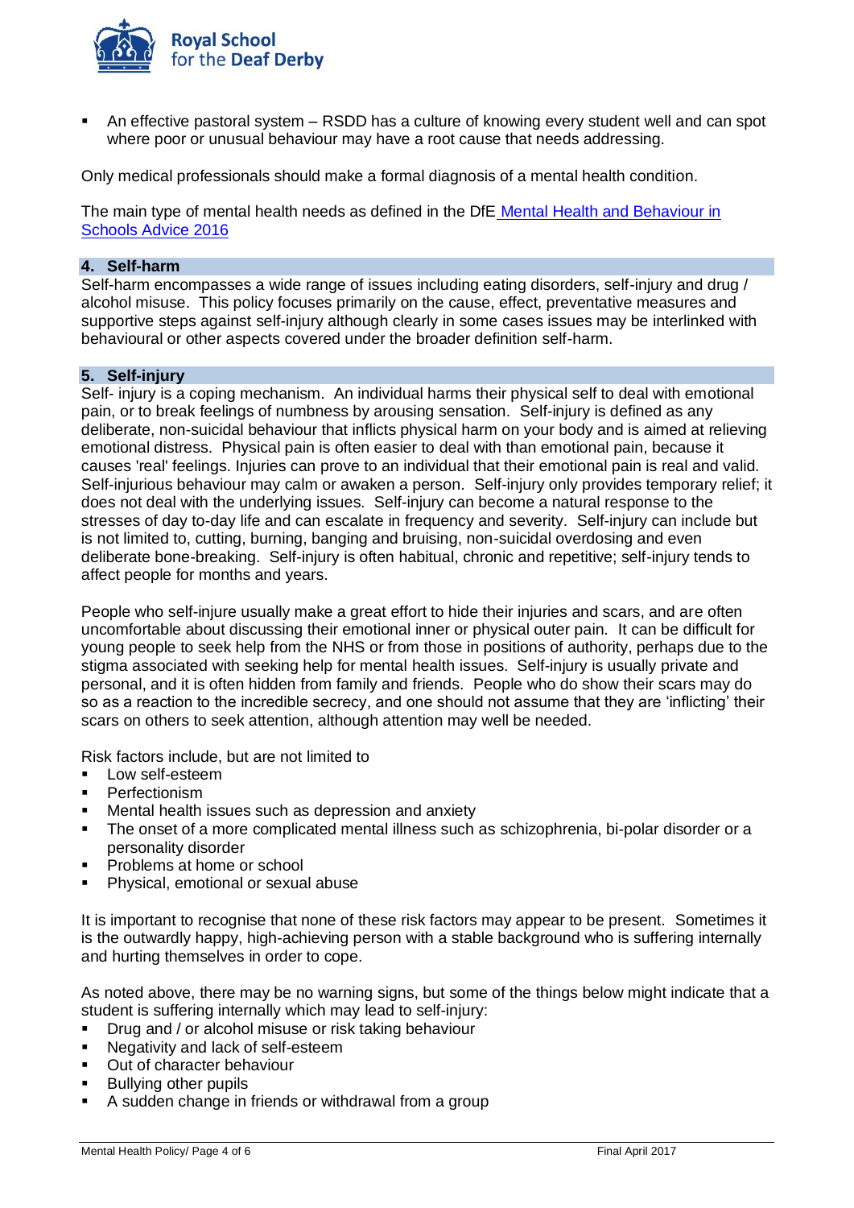- An effective pastoral system – RSDD has a culture of knowing every student well and can spot where poor or unusual behaviour may have a root cause that needs addressing.

Only medical professionals should make a formal diagnosis of a mental health condition.

The main type of mental health needs as defined in the DfE [Mental Health and Behaviour in Schools Advice 2016](#)

## 4. Self-harm

Self-harm encompasses a wide range of issues including eating disorders, self-injury and drug / alcohol misuse. This policy focuses primarily on the cause, effect, preventative measures and supportive steps against self-injury although clearly in some cases issues may be interlinked with behavioural or other aspects covered under the broader definition self-harm.

## 5. Self-injury

Self- injury is a coping mechanism. An individual harms their physical self to deal with emotional pain, or to break feelings of numbness by arousing sensation. Self-injury is defined as any deliberate, non-suicidal behaviour that inflicts physical harm on your body and is aimed at relieving emotional distress. Physical pain is often easier to deal with than emotional pain, because it causes 'real' feelings. Injuries can prove to an individual that their emotional pain is real and valid. Self-injurious behaviour may calm or awaken a person. Self-injury only provides temporary relief; it does not deal with the underlying issues. Self-injury can become a natural response to the stresses of day to-day life and can escalate in frequency and severity. Self-injury can include but is not limited to, cutting, burning, banging and bruising, non-suicidal overdosing and even deliberate bone-breaking. Self-injury is often habitual, chronic and repetitive; self-injury tends to affect people for months and years.

People who self-injure usually make a great effort to hide their injuries and scars, and are often uncomfortable about discussing their emotional inner or physical outer pain. It can be difficult for young people to seek help from the NHS or from those in positions of authority, perhaps due to the stigma associated with seeking help for mental health issues. Self-injury is usually private and personal, and it is often hidden from family and friends. People who do show their scars may do so as a reaction to the incredible secrecy, and one should not assume that they are 'inflicting' their scars on others to seek attention, although attention may well be needed.

Risk factors include, but are not limited to

- Low self-esteem
- Perfectionism
- Mental health issues such as depression and anxiety
- The onset of a more complicated mental illness such as schizophrenia, bi-polar disorder or a personality disorder
- Problems at home or school
- Physical, emotional or sexual abuse

It is important to recognise that none of these risk factors may appear to be present. Sometimes it is the outwardly happy, high-achieving person with a stable background who is suffering internally and hurting themselves in order to cope.

As noted above, there may be no warning signs, but some of the things below might indicate that a student is suffering internally which may lead to self-injury:

- Drug and / or alcohol misuse or risk taking behaviour
- Negativity and lack of self-esteem
- Out of character behaviour
- Bullying other pupils
- A sudden change in friends or withdrawal from a group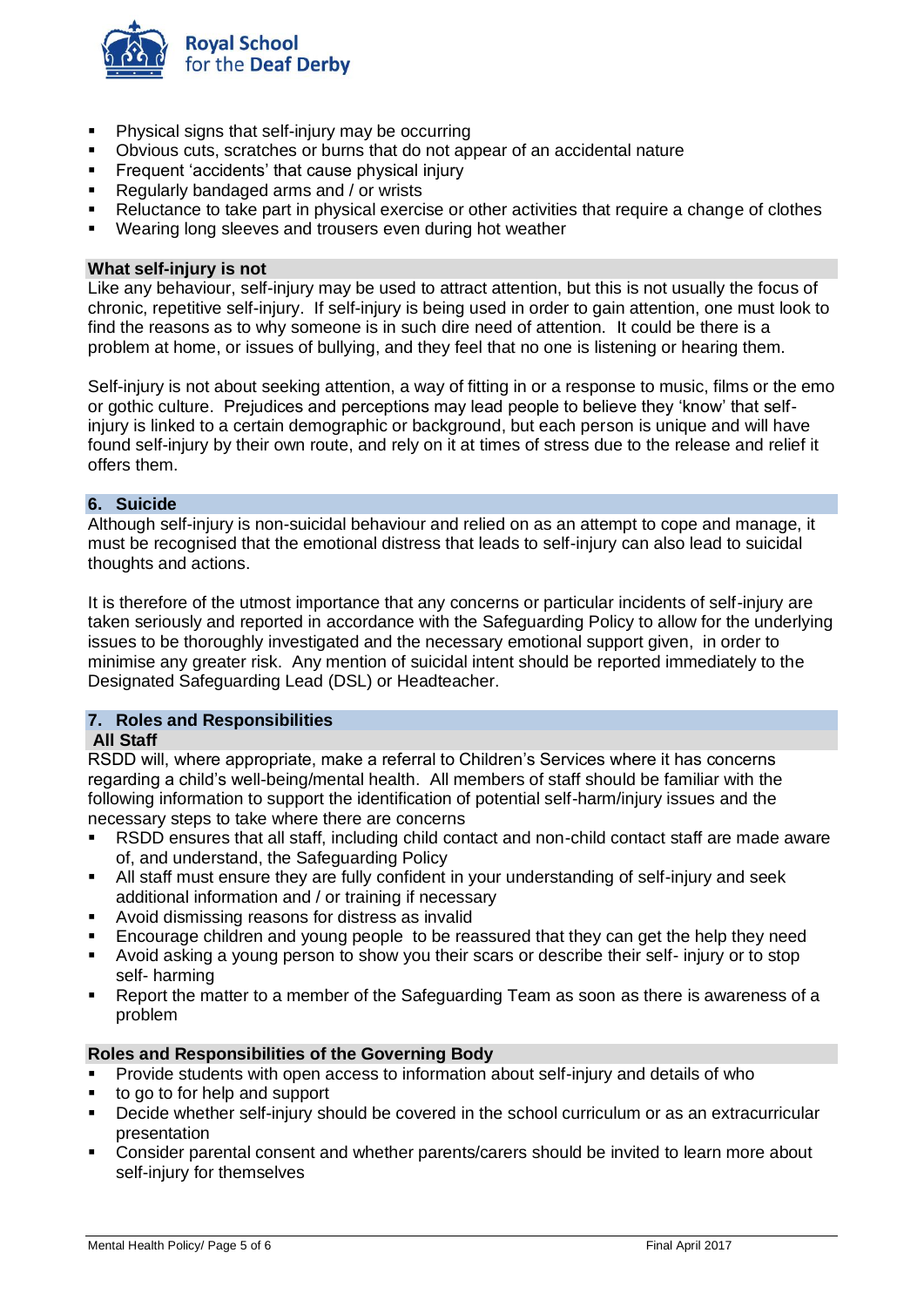- Physical signs that self-injury may be occurring
- Obvious cuts, scratches or burns that do not appear of an accidental nature
- Frequent 'accidents' that cause physical injury
- Regularly bandaged arms and / or wrists
- Reluctance to take part in physical exercise or other activities that require a change of clothes
- Wearing long sleeves and trousers even during hot weather

### What self-injury is not

Like any behaviour, self-injury may be used to attract attention, but this is not usually the focus of chronic, repetitive self-injury. If self-injury is being used in order to gain attention, one must look to find the reasons as to why someone is in such dire need of attention. It could be there is a problem at home, or issues of bullying, and they feel that no one is listening or hearing them.

Self-injury is not about seeking attention, a way of fitting in or a response to music, films or the emo or gothic culture. Prejudices and perceptions may lead people to believe they 'know' that self-injury is linked to a certain demographic or background, but each person is unique and will have found self-injury by their own route, and rely on it at times of stress due to the release and relief it offers them.

## 6. Suicide

Although self-injury is non-suicidal behaviour and relied on as an attempt to cope and manage, it must be recognised that the emotional distress that leads to self-injury can also lead to suicidal thoughts and actions.

It is therefore of the utmost importance that any concerns or particular incidents of self-injury are taken seriously and reported in accordance with the Safeguarding Policy to allow for the underlying issues to be thoroughly investigated and the necessary emotional support given, in order to minimise any greater risk. Any mention of suicidal intent should be reported immediately to the Designated Safeguarding Lead (DSL) or Headteacher.

## 7. Roles and Responsibilities

### All Staff

RSDD will, where appropriate, make a referral to Children's Services where it has concerns regarding a child's well-being/mental health. All members of staff should be familiar with the following information to support the identification of potential self-harm/injury issues and the necessary steps to take where there are concerns

- RSDD ensures that all staff, including child contact and non-child contact staff are made aware of, and understand, the Safeguarding Policy
- All staff must ensure they are fully confident in your understanding of self-injury and seek additional information and / or training if necessary
- Avoid dismissing reasons for distress as invalid
- Encourage children and young people to be reassured that they can get the help they need
- Avoid asking a young person to show you their scars or describe their self- injury or to stop self- harming
- Report the matter to a member of the Safeguarding Team as soon as there is awareness of a problem

### Roles and Responsibilities of the Governing Body

- Provide students with open access to information about self-injury and details of who
- to go to for help and support
- Decide whether self-injury should be covered in the school curriculum or as an extracurricular presentation
- Consider parental consent and whether parents/carers should be invited to learn more about self-injury for themselves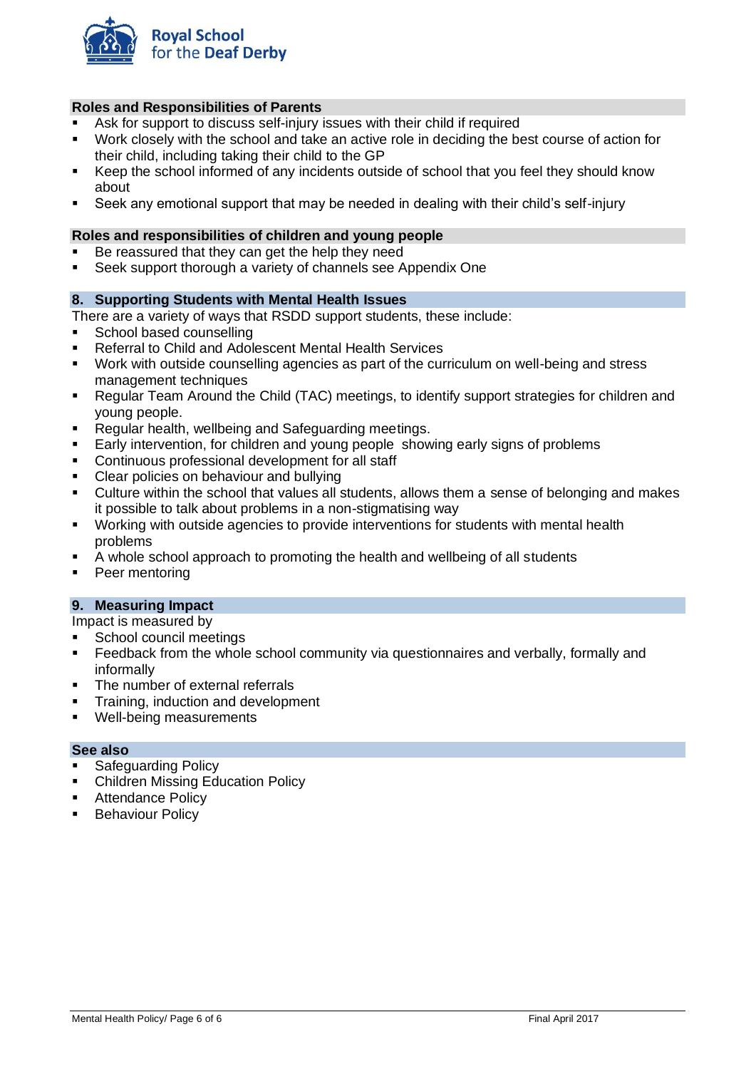### Roles and Responsibilities of Parents

- Ask for support to discuss self-injury issues with their child if required
- Work closely with the school and take an active role in deciding the best course of action for their child, including taking their child to the GP
- Keep the school informed of any incidents outside of school that you feel they should know about
- Seek any emotional support that may be needed in dealing with their child's self-injury

### Roles and responsibilities of children and young people

- Be reassured that they can get the help they need
- Seek support thorough a variety of channels see Appendix One

## 8. Supporting Students with Mental Health Issues

There are a variety of ways that RSDD support students, these include:

- School based counselling
- Referral to Child and Adolescent Mental Health Services
- Work with outside counselling agencies as part of the curriculum on well-being and stress management techniques
- Regular Team Around the Child (TAC) meetings, to identify support strategies for children and young people.
- Regular health, wellbeing and Safeguarding meetings.
- Early intervention, for children and young people showing early signs of problems
- Continuous professional development for all staff
- Clear policies on behaviour and bullying
- Culture within the school that values all students, allows them a sense of belonging and makes it possible to talk about problems in a non-stigmatising way
- Working with outside agencies to provide interventions for students with mental health problems
- A whole school approach to promoting the health and wellbeing of all students
- Peer mentoring

## 9. Measuring Impact

Impact is measured by

- School council meetings
- Feedback from the whole school community via questionnaires and verbally, formally and informally
- The number of external referrals
- Training, induction and development
- Well-being measurements

## See also

- Safeguarding Policy
- Children Missing Education Policy
- Attendance Policy
- Behaviour Policy